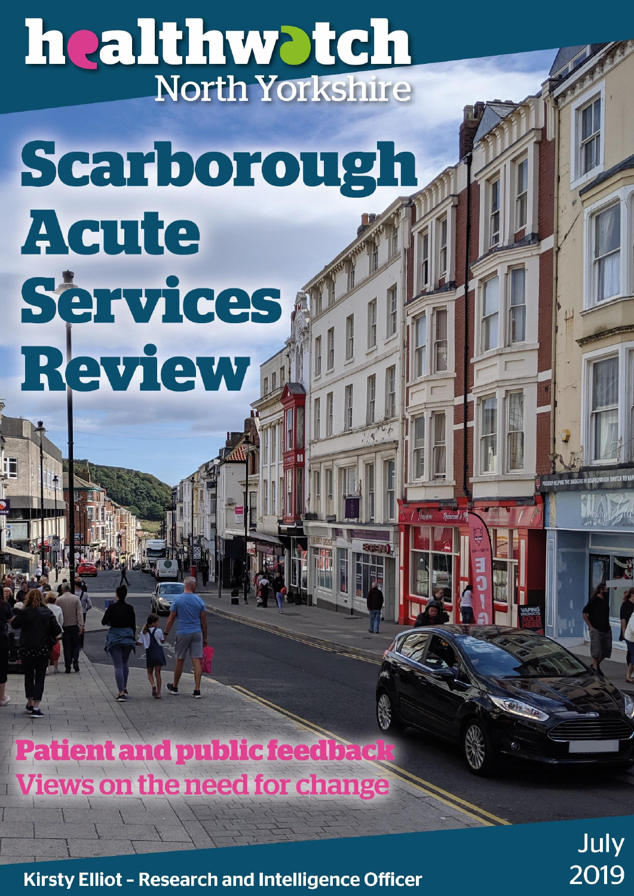healthwatch North Yorkshire

# Scarborough Acute Services Review

## Patient and public feedback

## Views on the need for change

Kirsty Elliot - Research and Intelligence Officer

July 2019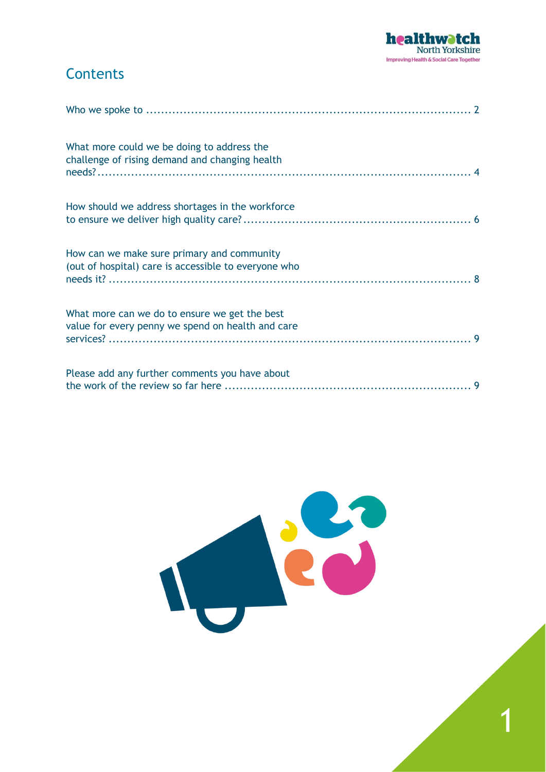# Contents

Who we spoke to ... 2

What more could we be doing to address the challenge of rising demand and changing health needs? ... 4

How should we address shortages in the workforce to ensure we deliver high quality care? ... 6

How can we make sure primary and community (out of hospital) care is accessible to everyone who needs it? ... 8

What more can we do to ensure we get the best value for every penny we spend on health and care services? ... 9

Please add any further comments you have about the work of the review so far here ... 9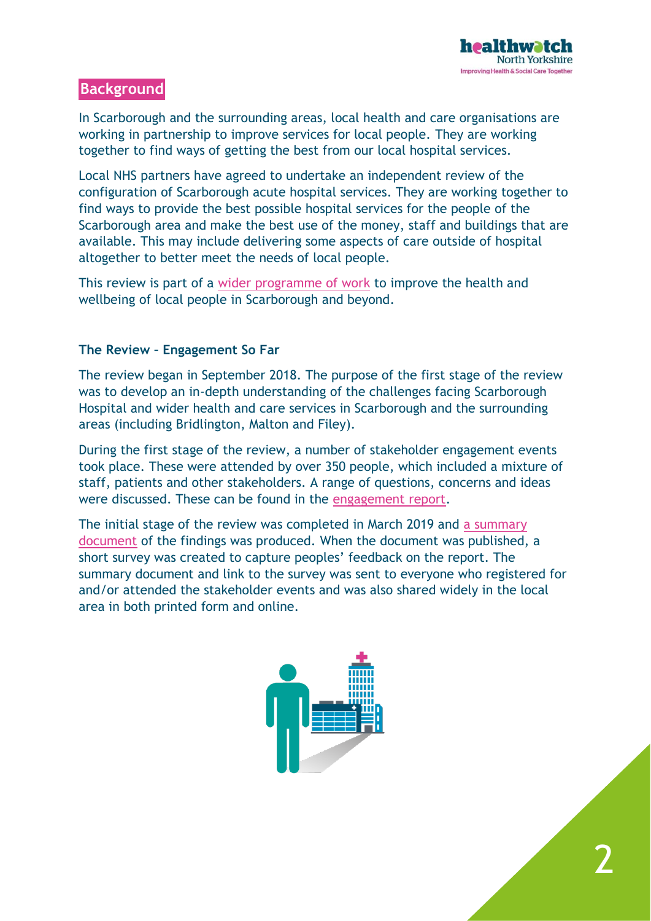## Background

In Scarborough and the surrounding areas, local health and care organisations are working in partnership to improve services for local people. They are working together to find ways of getting the best from our local hospital services.

Local NHS partners have agreed to undertake an independent review of the configuration of Scarborough acute hospital services. They are working together to find ways to provide the best possible hospital services for the people of the Scarborough area and make the best use of the money, staff and buildings that are available. This may include delivering some aspects of care outside of hospital altogether to better meet the needs of local people.

This review is part of a wider programme of work to improve the health and wellbeing of local people in Scarborough and beyond.

### The Review – Engagement So Far

The review began in September 2018. The purpose of the first stage of the review was to develop an in-depth understanding of the challenges facing Scarborough Hospital and wider health and care services in Scarborough and the surrounding areas (including Bridlington, Malton and Filey).

During the first stage of the review, a number of stakeholder engagement events took place. These were attended by over 350 people, which included a mixture of staff, patients and other stakeholders. A range of questions, concerns and ideas were discussed. These can be found in the engagement report.

The initial stage of the review was completed in March 2019 and a summary document of the findings was produced. When the document was published, a short survey was created to capture peoples' feedback on the report. The summary document and link to the survey was sent to everyone who registered for and/or attended the stakeholder events and was also shared widely in the local area in both printed form and online.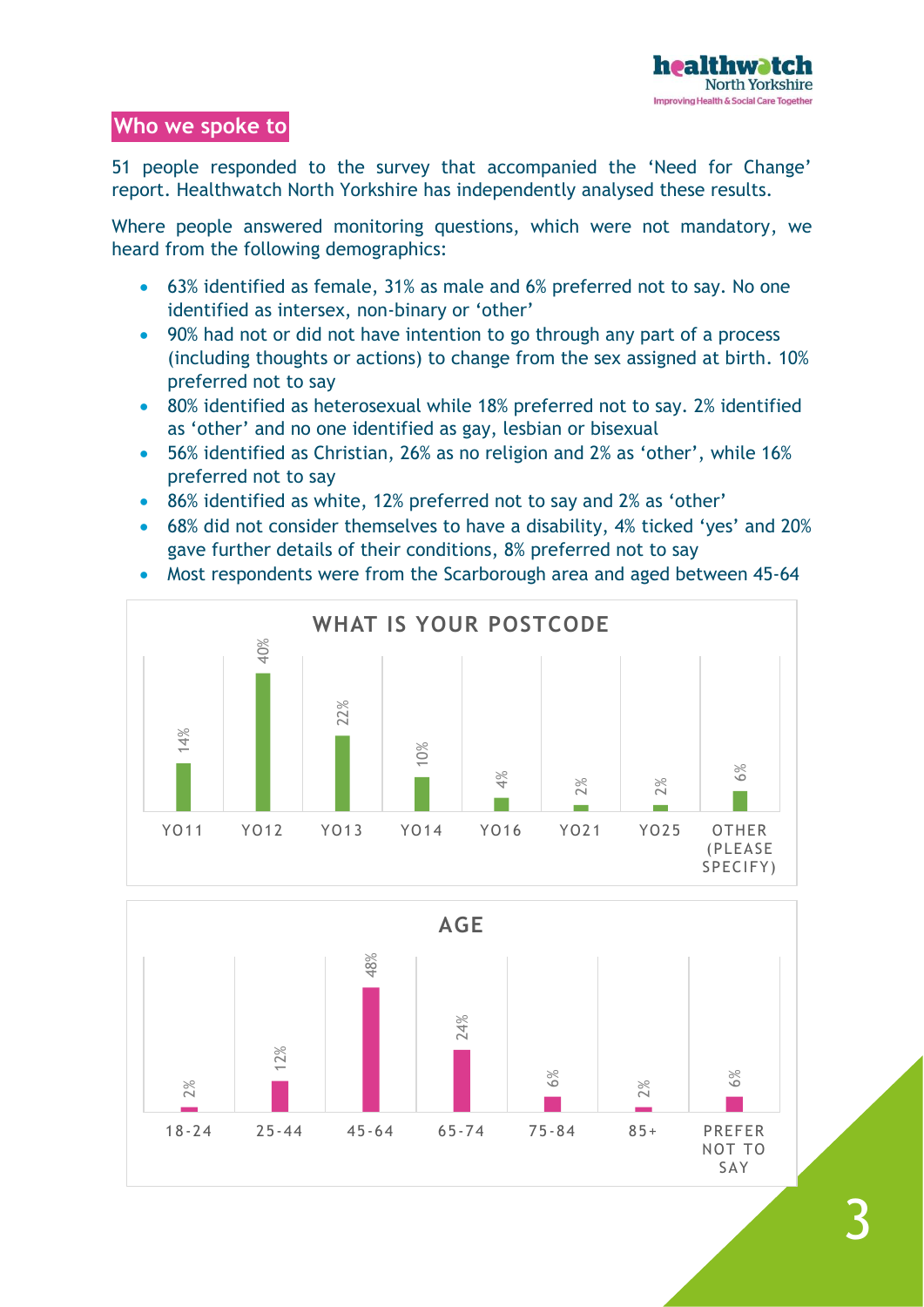## Who we spoke to

51 people responded to the survey that accompanied the 'Need for Change' report. Healthwatch North Yorkshire has independently analysed these results.

Where people answered monitoring questions, which were not mandatory, we heard from the following demographics:

- 63% identified as female, 31% as male and 6% preferred not to say. No one identified as intersex, non-binary or 'other'
- 90% had not or did not have intention to go through any part of a process (including thoughts or actions) to change from the sex assigned at birth. 10% preferred not to say
- 80% identified as heterosexual while 18% preferred not to say. 2% identified as 'other' and no one identified as gay, lesbian or bisexual
- 56% identified as Christian, 26% as no religion and 2% as 'other', while 16% preferred not to say
- 86% identified as white, 12% preferred not to say and 2% as 'other'
- 68% did not consider themselves to have a disability, 4% ticked 'yes' and 20% gave further details of their conditions, 8% preferred not to say
- Most respondents were from the Scarborough area and aged between 45-64

**WHAT IS YOUR POSTCODE**

| YO11 | YO12 | YO13 | YO14 | YO16 | YO21 | YO25 | OTHER (PLEASE SPECIFY) |
|---|---|---|---|---|---|---|---|
| 14% | 40% | 22% | 10% | 4% | 2% | 2% | 6% |

**AGE**

| 18-24 | 25-44 | 45-64 | 65-74 | 75-84 | 85+ | PREFER NOT TO SAY |
|---|---|---|---|---|---|---|
| 2% | 12% | 48% | 24% | 6% | 2% | 6% |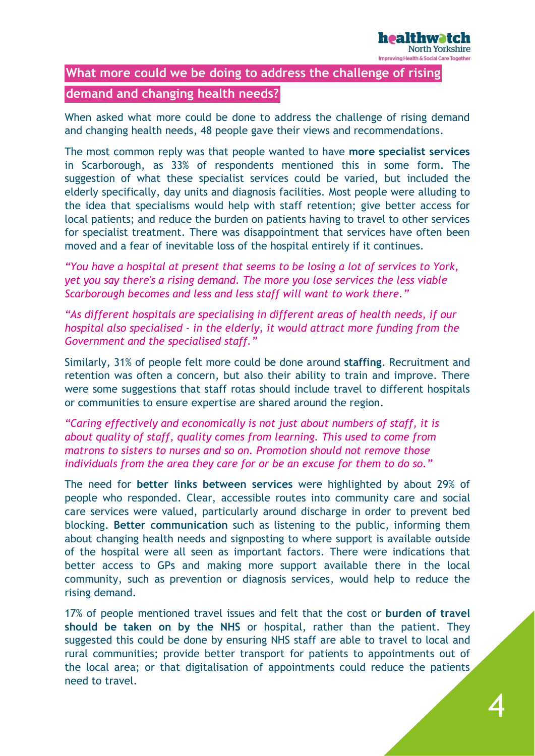## What more could we be doing to address the challenge of rising demand and changing health needs?

When asked what more could be done to address the challenge of rising demand and changing health needs, 48 people gave their views and recommendations.

The most common reply was that people wanted to have **more specialist services** in Scarborough, as 33% of respondents mentioned this in some form. The suggestion of what these specialist services could be varied, but included the elderly specifically, day units and diagnosis facilities. Most people were alluding to the idea that specialisms would help with staff retention; give better access for local patients; and reduce the burden on patients having to travel to other services for specialist treatment. There was disappointment that services have often been moved and a fear of inevitable loss of the hospital entirely if it continues.

*"You have a hospital at present that seems to be losing a lot of services to York, yet you say there's a rising demand. The more you lose services the less viable Scarborough becomes and less and less staff will want to work there."*

*"As different hospitals are specialising in different areas of health needs, if our hospital also specialised - in the elderly, it would attract more funding from the Government and the specialised staff."*

Similarly, 31% of people felt more could be done around **staffing**. Recruitment and retention was often a concern, but also their ability to train and improve. There were some suggestions that staff rotas should include travel to different hospitals or communities to ensure expertise are shared around the region.

*"Caring effectively and economically is not just about numbers of staff, it is about quality of staff, quality comes from learning. This used to come from matrons to sisters to nurses and so on. Promotion should not remove those individuals from the area they care for or be an excuse for them to do so."*

The need for **better links between services** were highlighted by about 29% of people who responded. Clear, accessible routes into community care and social care services were valued, particularly around discharge in order to prevent bed blocking. **Better communication** such as listening to the public, informing them about changing health needs and signposting to where support is available outside of the hospital were all seen as important factors. There were indications that better access to GPs and making more support available there in the local community, such as prevention or diagnosis services, would help to reduce the rising demand.

17% of people mentioned travel issues and felt that the cost or **burden of travel should be taken on by the NHS** or hospital, rather than the patient. They suggested this could be done by ensuring NHS staff are able to travel to local and rural communities; provide better transport for patients to appointments out of the local area; or that digitalisation of appointments could reduce the patients need to travel.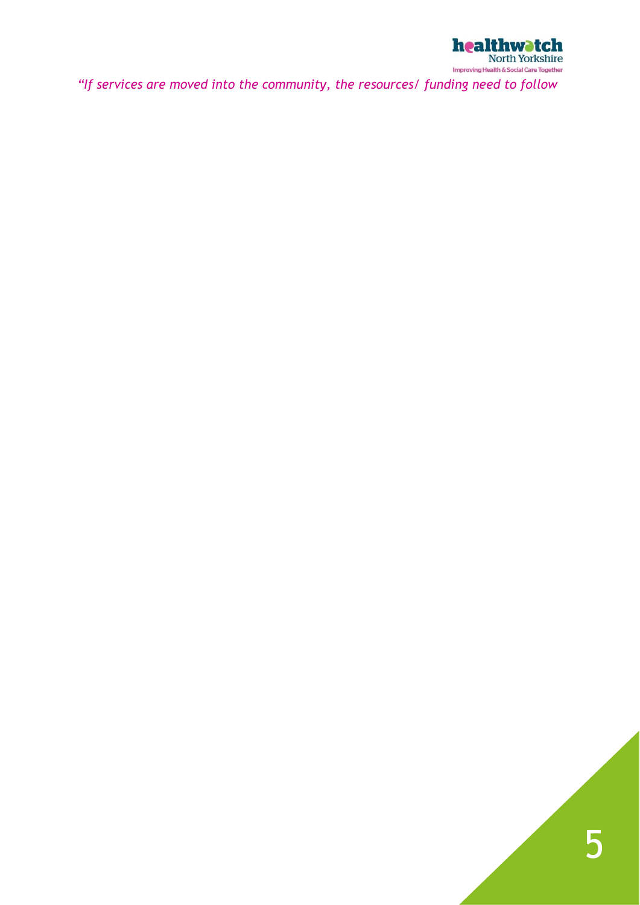*"If services are moved into the community, the resources/ funding need to follow*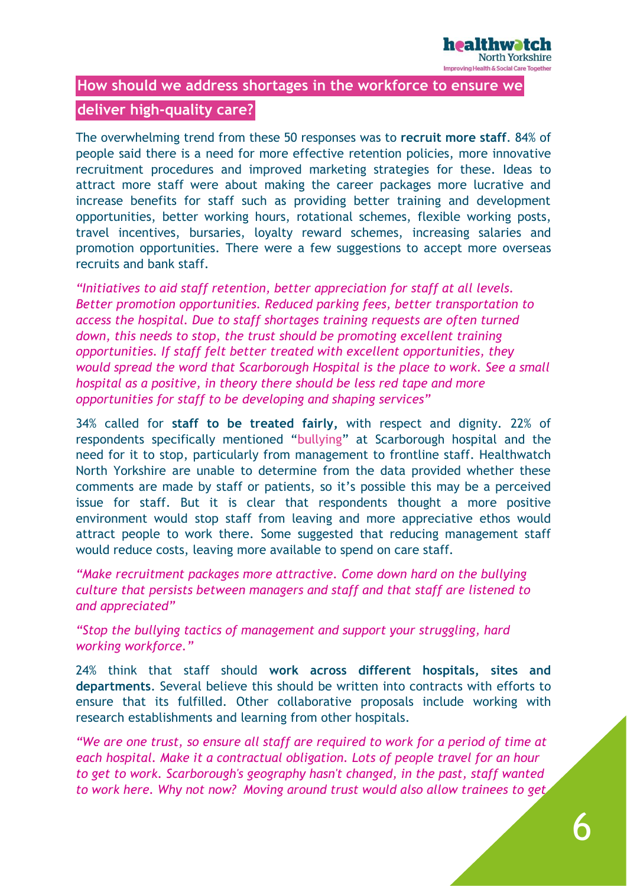## How should we address shortages in the workforce to ensure we deliver high-quality care?

The overwhelming trend from these 50 responses was to **recruit more staff**. 84% of people said there is a need for more effective retention policies, more innovative recruitment procedures and improved marketing strategies for these. Ideas to attract more staff were about making the career packages more lucrative and increase benefits for staff such as providing better training and development opportunities, better working hours, rotational schemes, flexible working posts, travel incentives, bursaries, loyalty reward schemes, increasing salaries and promotion opportunities. There were a few suggestions to accept more overseas recruits and bank staff.

*"Initiatives to aid staff retention, better appreciation for staff at all levels. Better promotion opportunities. Reduced parking fees, better transportation to access the hospital. Due to staff shortages training requests are often turned down, this needs to stop, the trust should be promoting excellent training opportunities. If staff felt better treated with excellent opportunities, they would spread the word that Scarborough Hospital is the place to work. See a small hospital as a positive, in theory there should be less red tape and more opportunities for staff to be developing and shaping services"*

34% called for **staff to be treated fairly,** with respect and dignity. 22% of respondents specifically mentioned "bullying" at Scarborough hospital and the need for it to stop, particularly from management to frontline staff. Healthwatch North Yorkshire are unable to determine from the data provided whether these comments are made by staff or patients, so it's possible this may be a perceived issue for staff. But it is clear that respondents thought a more positive environment would stop staff from leaving and more appreciative ethos would attract people to work there. Some suggested that reducing management staff would reduce costs, leaving more available to spend on care staff.

*"Make recruitment packages more attractive. Come down hard on the bullying culture that persists between managers and staff and that staff are listened to and appreciated"*

*"Stop the bullying tactics of management and support your struggling, hard working workforce."*

24% think that staff should **work across different hospitals, sites and departments**. Several believe this should be written into contracts with efforts to ensure that its fulfilled. Other collaborative proposals include working with research establishments and learning from other hospitals.

*"We are one trust, so ensure all staff are required to work for a period of time at each hospital. Make it a contractual obligation. Lots of people travel for an hour to get to work. Scarborough's geography hasn't changed, in the past, staff wanted to work here. Why not now? Moving around trust would also allow trainees to get*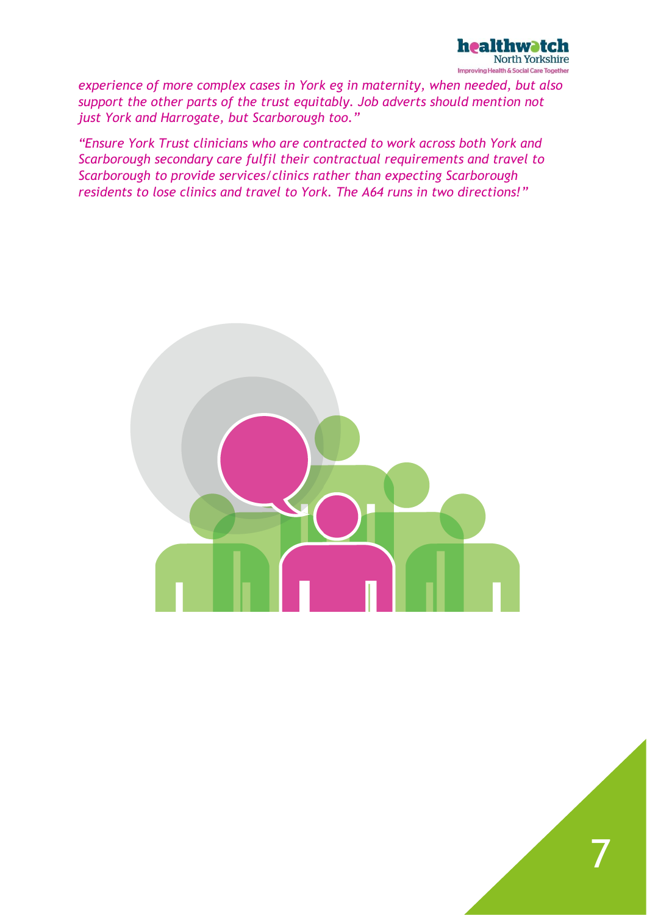*experience of more complex cases in York eg in maternity, when needed, but also support the other parts of the trust equitably. Job adverts should mention not just York and Harrogate, but Scarborough too."*

*"Ensure York Trust clinicians who are contracted to work across both York and Scarborough secondary care fulfil their contractual requirements and travel to Scarborough to provide services/clinics rather than expecting Scarborough residents to lose clinics and travel to York. The A64 runs in two directions!"*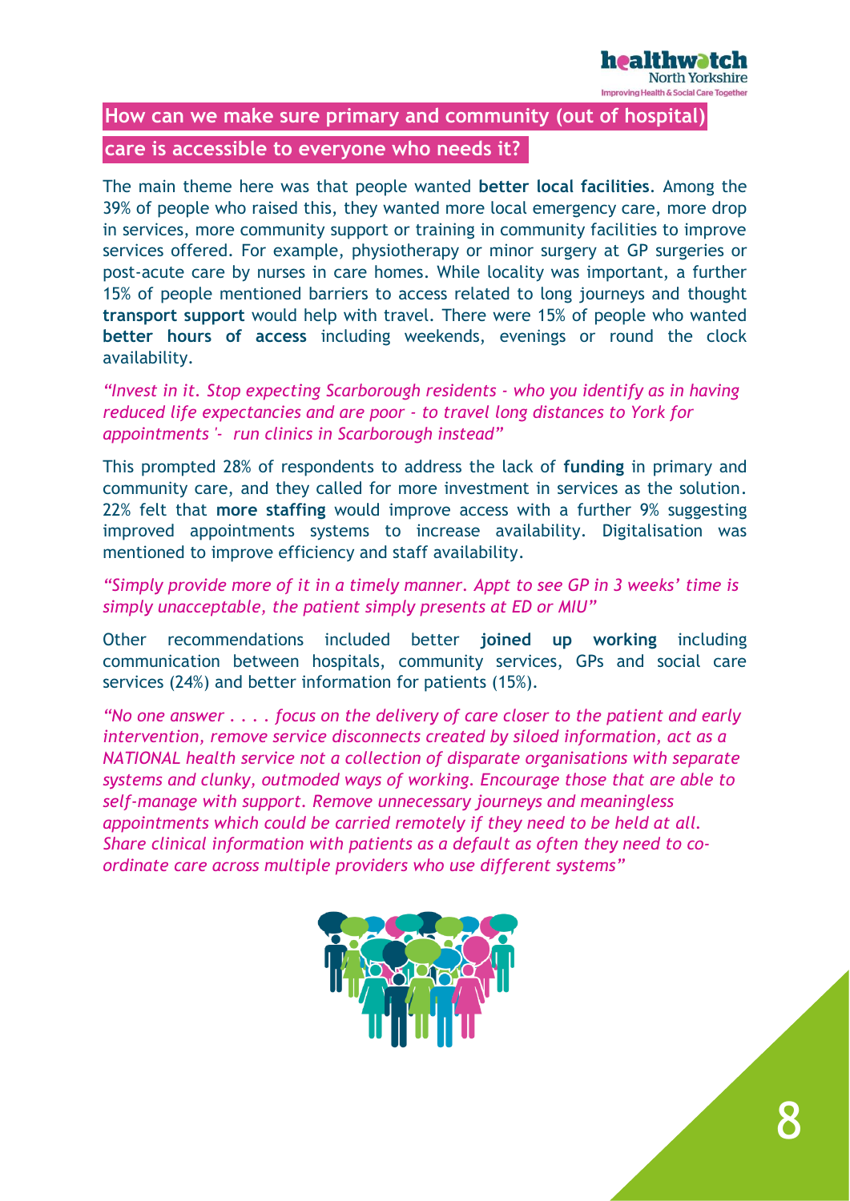## How can we make sure primary and community (out of hospital) care is accessible to everyone who needs it?

The main theme here was that people wanted **better local facilities**. Among the 39% of people who raised this, they wanted more local emergency care, more drop in services, more community support or training in community facilities to improve services offered. For example, physiotherapy or minor surgery at GP surgeries or post-acute care by nurses in care homes. While locality was important, a further 15% of people mentioned barriers to access related to long journeys and thought **transport support** would help with travel. There were 15% of people who wanted **better hours of access** including weekends, evenings or round the clock availability.

*"Invest in it. Stop expecting Scarborough residents - who you identify as in having reduced life expectancies and are poor - to travel long distances to York for appointments '- run clinics in Scarborough instead"*

This prompted 28% of respondents to address the lack of **funding** in primary and community care, and they called for more investment in services as the solution. 22% felt that **more staffing** would improve access with a further 9% suggesting improved appointments systems to increase availability. Digitalisation was mentioned to improve efficiency and staff availability.

*"Simply provide more of it in a timely manner. Appt to see GP in 3 weeks' time is simply unacceptable, the patient simply presents at ED or MIU"*

Other recommendations included better **joined up working** including communication between hospitals, community services, GPs and social care services (24%) and better information for patients (15%).

*"No one answer . . . . focus on the delivery of care closer to the patient and early intervention, remove service disconnects created by siloed information, act as a NATIONAL health service not a collection of disparate organisations with separate systems and clunky, outmoded ways of working. Encourage those that are able to self-manage with support. Remove unnecessary journeys and meaningless appointments which could be carried remotely if they need to be held at all. Share clinical information with patients as a default as often they need to co-ordinate care across multiple providers who use different systems"*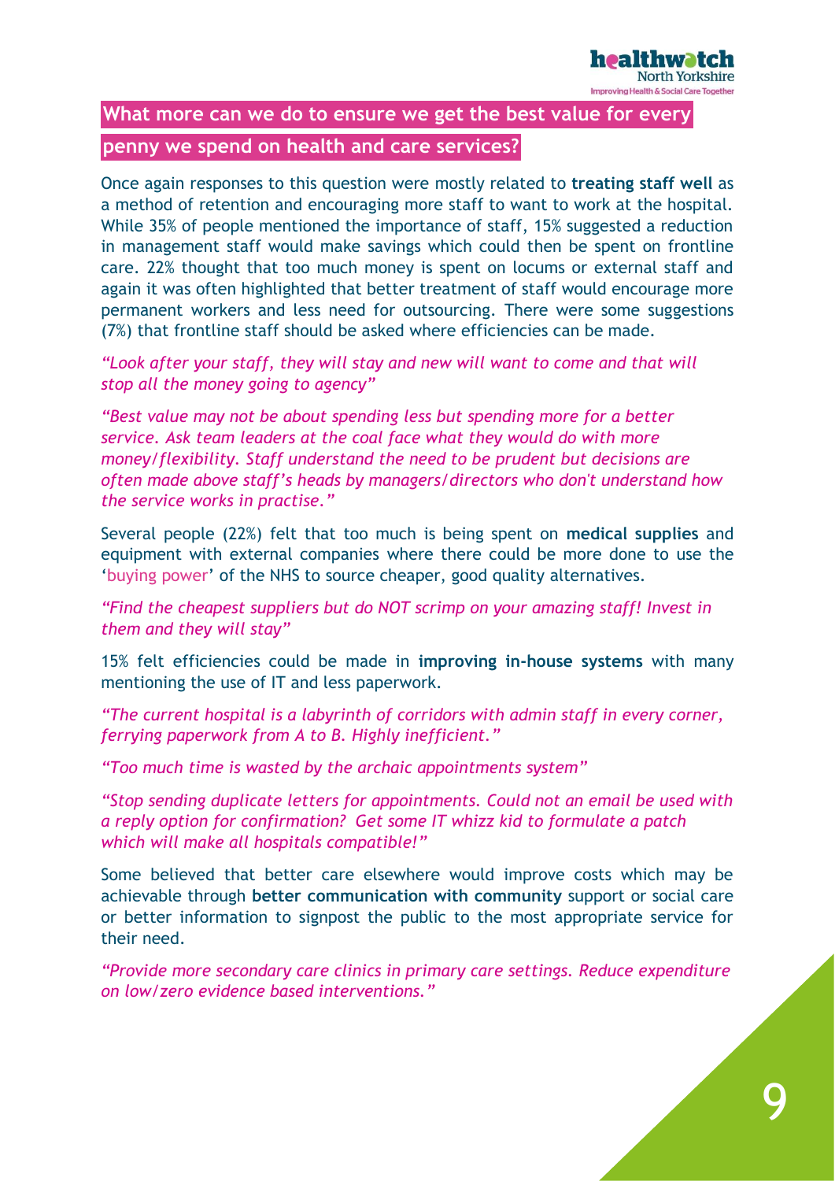## What more can we do to ensure we get the best value for every penny we spend on health and care services?

Once again responses to this question were mostly related to **treating staff well** as a method of retention and encouraging more staff to want to work at the hospital. While 35% of people mentioned the importance of staff, 15% suggested a reduction in management staff would make savings which could then be spent on frontline care. 22% thought that too much money is spent on locums or external staff and again it was often highlighted that better treatment of staff would encourage more permanent workers and less need for outsourcing. There were some suggestions (7%) that frontline staff should be asked where efficiencies can be made.

*"Look after your staff, they will stay and new will want to come and that will stop all the money going to agency"*

*"Best value may not be about spending less but spending more for a better service. Ask team leaders at the coal face what they would do with more money/flexibility. Staff understand the need to be prudent but decisions are often made above staff's heads by managers/directors who don't understand how the service works in practise."*

Several people (22%) felt that too much is being spent on **medical supplies** and equipment with external companies where there could be more done to use the 'buying power' of the NHS to source cheaper, good quality alternatives.

*"Find the cheapest suppliers but do NOT scrimp on your amazing staff! Invest in them and they will stay"*

15% felt efficiencies could be made in **improving in-house systems** with many mentioning the use of IT and less paperwork.

*"The current hospital is a labyrinth of corridors with admin staff in every corner, ferrying paperwork from A to B. Highly inefficient."*

*"Too much time is wasted by the archaic appointments system"*

*"Stop sending duplicate letters for appointments. Could not an email be used with a reply option for confirmation? Get some IT whizz kid to formulate a patch which will make all hospitals compatible!"*

Some believed that better care elsewhere would improve costs which may be achievable through **better communication with community** support or social care or better information to signpost the public to the most appropriate service for their need.

*"Provide more secondary care clinics in primary care settings. Reduce expenditure on low/zero evidence based interventions."*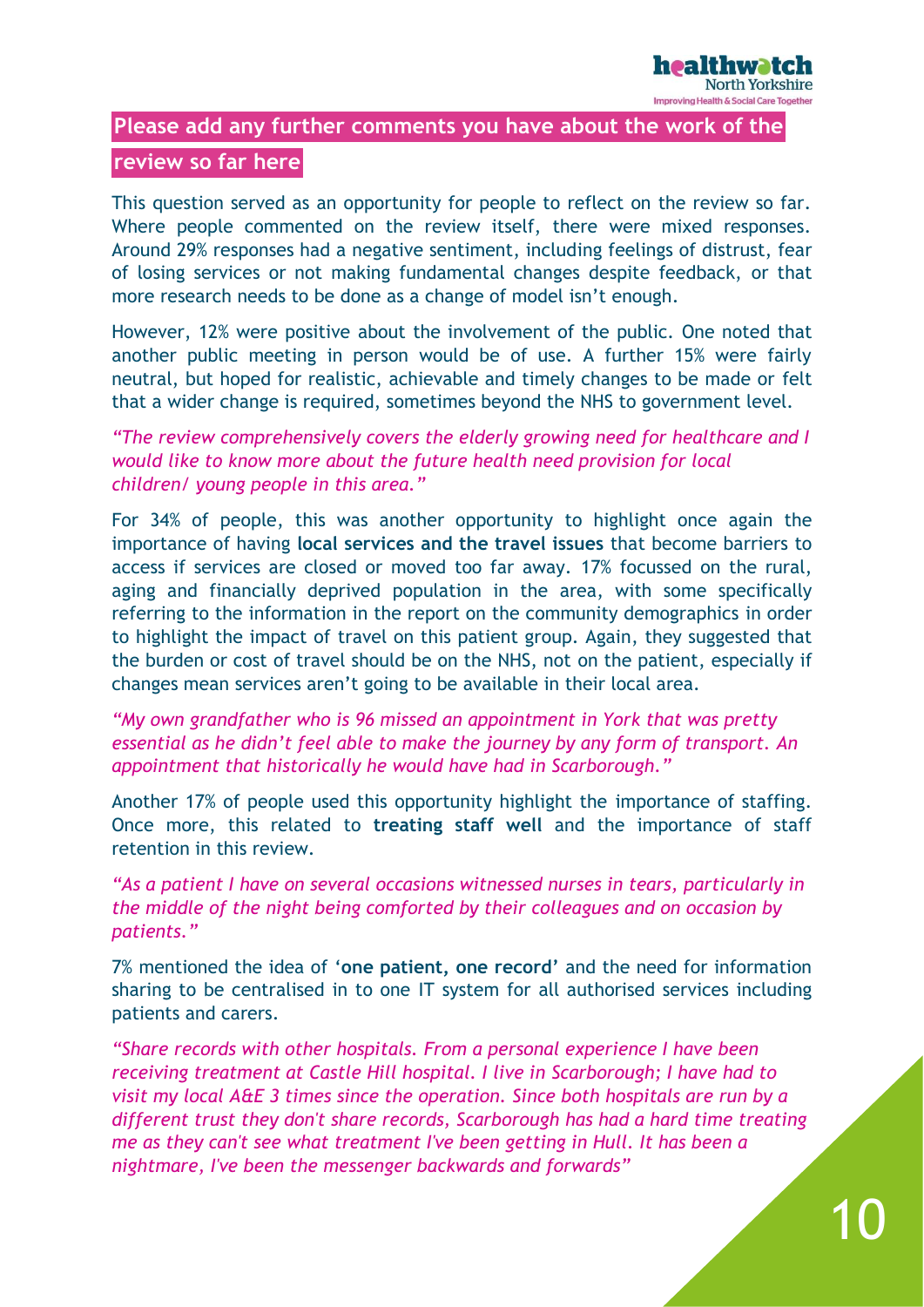## Please add any further comments you have about the work of the review so far here

This question served as an opportunity for people to reflect on the review so far. Where people commented on the review itself, there were mixed responses. Around 29% responses had a negative sentiment, including feelings of distrust, fear of losing services or not making fundamental changes despite feedback, or that more research needs to be done as a change of model isn't enough.

However, 12% were positive about the involvement of the public. One noted that another public meeting in person would be of use. A further 15% were fairly neutral, but hoped for realistic, achievable and timely changes to be made or felt that a wider change is required, sometimes beyond the NHS to government level.

*"The review comprehensively covers the elderly growing need for healthcare and I would like to know more about the future health need provision for local children/ young people in this area."*

For 34% of people, this was another opportunity to highlight once again the importance of having **local services and the travel issues** that become barriers to access if services are closed or moved too far away. 17% focussed on the rural, aging and financially deprived population in the area, with some specifically referring to the information in the report on the community demographics in order to highlight the impact of travel on this patient group. Again, they suggested that the burden or cost of travel should be on the NHS, not on the patient, especially if changes mean services aren't going to be available in their local area.

*"My own grandfather who is 96 missed an appointment in York that was pretty essential as he didn't feel able to make the journey by any form of transport. An appointment that historically he would have had in Scarborough."*

Another 17% of people used this opportunity highlight the importance of staffing. Once more, this related to **treating staff well** and the importance of staff retention in this review.

*"As a patient I have on several occasions witnessed nurses in tears, particularly in the middle of the night being comforted by their colleagues and on occasion by patients."*

7% mentioned the idea of '**one patient, one record**' and the need for information sharing to be centralised in to one IT system for all authorised services including patients and carers.

*"Share records with other hospitals. From a personal experience I have been receiving treatment at Castle Hill hospital. I live in Scarborough; I have had to visit my local A&E 3 times since the operation. Since both hospitals are run by a different trust they don't share records, Scarborough has had a hard time treating me as they can't see what treatment I've been getting in Hull. It has been a nightmare, I've been the messenger backwards and forwards"*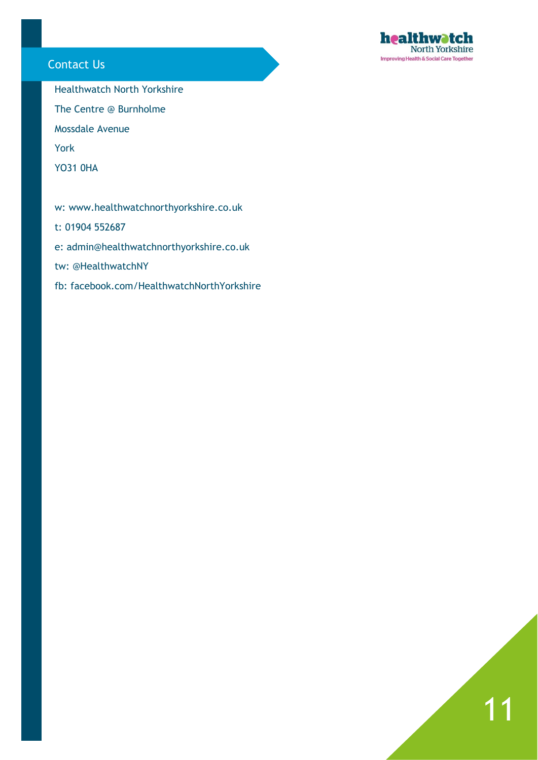## Contact Us

Healthwatch North Yorkshire

The Centre @ Burnholme

Mossdale Avenue

York

YO31 0HA

w: www.healthwatchnorthyorkshire.co.uk

t: 01904 552687

e: admin@healthwatchnorthyorkshire.co.uk

tw: @HealthwatchNY

fb: facebook.com/HealthwatchNorthYorkshire